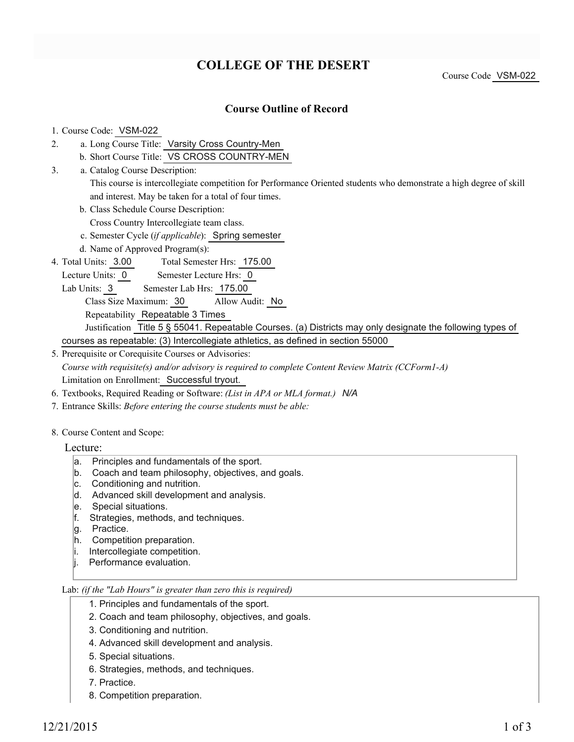# COLLEGE OF THE DESERT

Course Code VSM-022

## Course Outline of Record

1. Course Code: VSM-022
2. a. Long Course Title: Varsity Cross Country-Men
   b. Short Course Title: VS CROSS COUNTRY-MEN
3. a. Catalog Course Description:
   This course is intercollegiate competition for Performance Oriented students who demonstrate a high degree of skill and interest. May be taken for a total of four times.
   b. Class Schedule Course Description:
   Cross Country Intercollegiate team class.
   c. Semester Cycle (*if applicable*): Spring semester
   d. Name of Approved Program(s):
4. Total Units: 3.00 Total Semester Hrs: 175.00
   Lecture Units: 0 Semester Lecture Hrs: 0
   Lab Units: 3 Semester Lab Hrs: 175.00
   Class Size Maximum: 30 Allow Audit: No
   Repeatability Repeatable 3 Times
   Justification Title 5 § 55041. Repeatable Courses. (a) Districts may only designate the following types of courses as repeatable: (3) Intercollegiate athletics, as defined in section 55000
5. Prerequisite or Corequisite Courses or Advisories:
   *Course with requisite(s) and/or advisory is required to complete Content Review Matrix (CCForm1-A)*
   Limitation on Enrollment: Successful tryout.
6. Textbooks, Required Reading or Software: *(List in APA or MLA format.)* *N/A*
7. Entrance Skills: *Before entering the course students must be able:*
8. Course Content and Scope:

Lecture:

a. Principles and fundamentals of the sport.
b. Coach and team philosophy, objectives, and goals.
c. Conditioning and nutrition.
d. Advanced skill development and analysis.
e. Special situations.
f. Strategies, methods, and techniques.
g. Practice.
h. Competition preparation.
i. Intercollegiate competition.
j. Performance evaluation.

Lab: *(if the "Lab Hours" is greater than zero this is required)*

1. Principles and fundamentals of the sport.
2. Coach and team philosophy, objectives, and goals.
3. Conditioning and nutrition.
4. Advanced skill development and analysis.
5. Special situations.
6. Strategies, methods, and techniques.
7. Practice.
8. Competition preparation.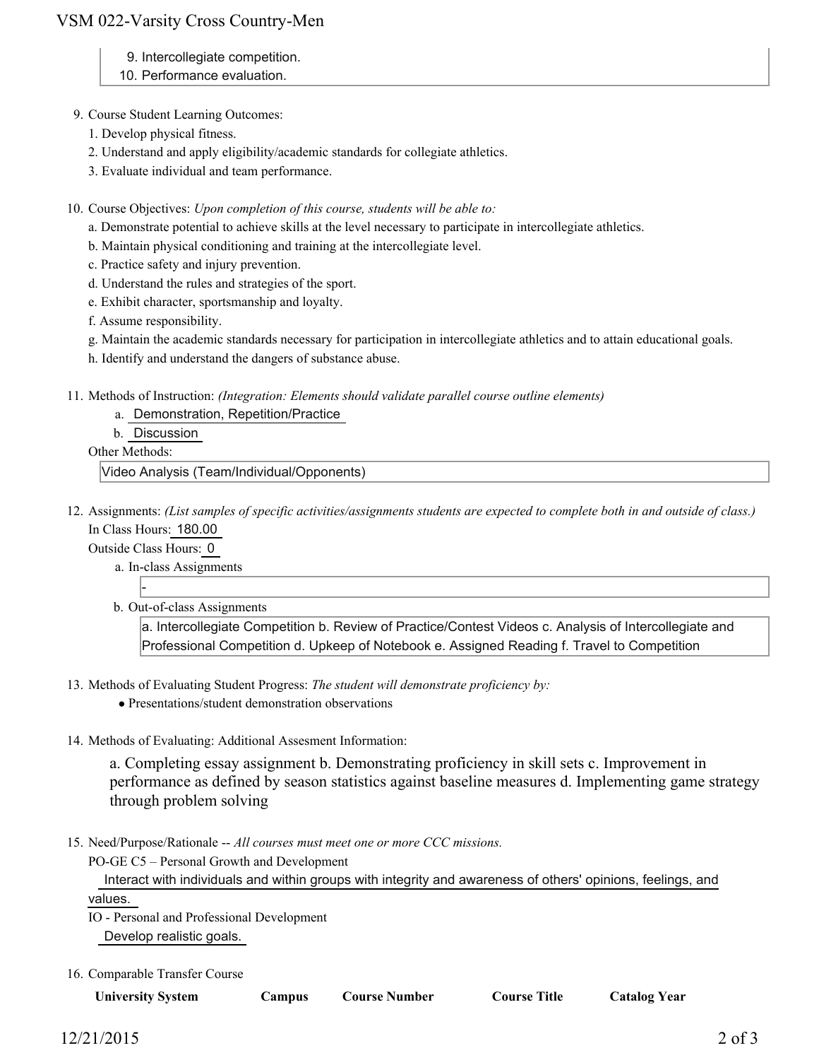9. Intercollegiate competition.
10. Performance evaluation.

9. Course Student Learning Outcomes:
   1. Develop physical fitness.
   2. Understand and apply eligibility/academic standards for collegiate athletics.
   3. Evaluate individual and team performance.

10. Course Objectives: *Upon completion of this course, students will be able to:*
    a. Demonstrate potential to achieve skills at the level necessary to participate in intercollegiate athletics.
    b. Maintain physical conditioning and training at the intercollegiate level.
    c. Practice safety and injury prevention.
    d. Understand the rules and strategies of the sport.
    e. Exhibit character, sportsmanship and loyalty.
    f. Assume responsibility.
    g. Maintain the academic standards necessary for participation in intercollegiate athletics and to attain educational goals.
    h. Identify and understand the dangers of substance abuse.

11. Methods of Instruction: *(Integration: Elements should validate parallel course outline elements)*
    a. Demonstration, Repetition/Practice
    b. Discussion

    Other Methods:

    Video Analysis (Team/Individual/Opponents)

12. Assignments: *(List samples of specific activities/assignments students are expected to complete both in and outside of class.)*

    In Class Hours: 180.00

    Outside Class Hours: 0

    a. In-class Assignments

       -

    b. Out-of-class Assignments

       a. Intercollegiate Competition b. Review of Practice/Contest Videos c. Analysis of Intercollegiate and Professional Competition d. Upkeep of Notebook e. Assigned Reading f. Travel to Competition

13. Methods of Evaluating Student Progress: *The student will demonstrate proficiency by:*
    - Presentations/student demonstration observations

14. Methods of Evaluating: Additional Assesment Information:

    a. Completing essay assignment b. Demonstrating proficiency in skill sets c. Improvement in performance as defined by season statistics against baseline measures d. Implementing game strategy through problem solving

15. Need/Purpose/Rationale -- *All courses must meet one or more CCC missions.*

    PO-GE C5 – Personal Growth and Development

    Interact with individuals and within groups with integrity and awareness of others' opinions, feelings, and values.

    IO - Personal and Professional Development

    Develop realistic goals.

16. Comparable Transfer Course

| University System | Campus | Course Number | Course Title | Catalog Year |
|---|---|---|---|---|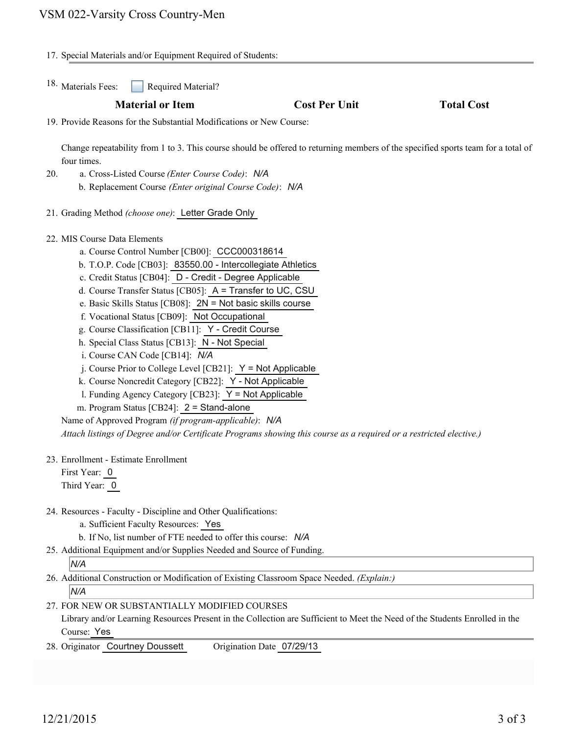17. Special Materials and/or Equipment Required of Students:

18. Materials Fees: ☐ Required Material?

| Material or Item | Cost Per Unit | Total Cost |
|---|---|---|

19. Provide Reasons for the Substantial Modifications or New Course:

    Change repeatability from 1 to 3. This course should be offered to returning members of the specified sports team for a total of four times.

20. a. Cross-Listed Course *(Enter Course Code)*: *N/A*
    b. Replacement Course *(Enter original Course Code)*: *N/A*

21. Grading Method *(choose one)*: Letter Grade Only

22. MIS Course Data Elements
    a. Course Control Number [CB00]: CCC000318614
    b. T.O.P. Code [CB03]: 83550.00 - Intercollegiate Athletics
    c. Credit Status [CB04]: D - Credit - Degree Applicable
    d. Course Transfer Status [CB05]: A = Transfer to UC, CSU
    e. Basic Skills Status [CB08]: 2N = Not basic skills course
    f. Vocational Status [CB09]: Not Occupational
    g. Course Classification [CB11]: Y - Credit Course
    h. Special Class Status [CB13]: N - Not Special
    i. Course CAN Code [CB14]: *N/A*
    j. Course Prior to College Level [CB21]: Y = Not Applicable
    k. Course Noncredit Category [CB22]: Y - Not Applicable
    l. Funding Agency Category [CB23]: Y = Not Applicable
    m. Program Status [CB24]: 2 = Stand-alone

    Name of Approved Program *(if program-applicable)*: *N/A*

    *Attach listings of Degree and/or Certificate Programs showing this course as a required or a restricted elective.)*

23. Enrollment - Estimate Enrollment
    First Year: 0
    Third Year: 0

24. Resources - Faculty - Discipline and Other Qualifications:
    a. Sufficient Faculty Resources: Yes
    b. If No, list number of FTE needed to offer this course: *N/A*

25. Additional Equipment and/or Supplies Needed and Source of Funding.

    *N/A*

26. Additional Construction or Modification of Existing Classroom Space Needed. *(Explain:)*

    *N/A*

27. FOR NEW OR SUBSTANTIALLY MODIFIED COURSES
    Library and/or Learning Resources Present in the Collection are Sufficient to Meet the Need of the Students Enrolled in the Course: Yes

28. Originator Courtney Doussett Origination Date 07/29/13